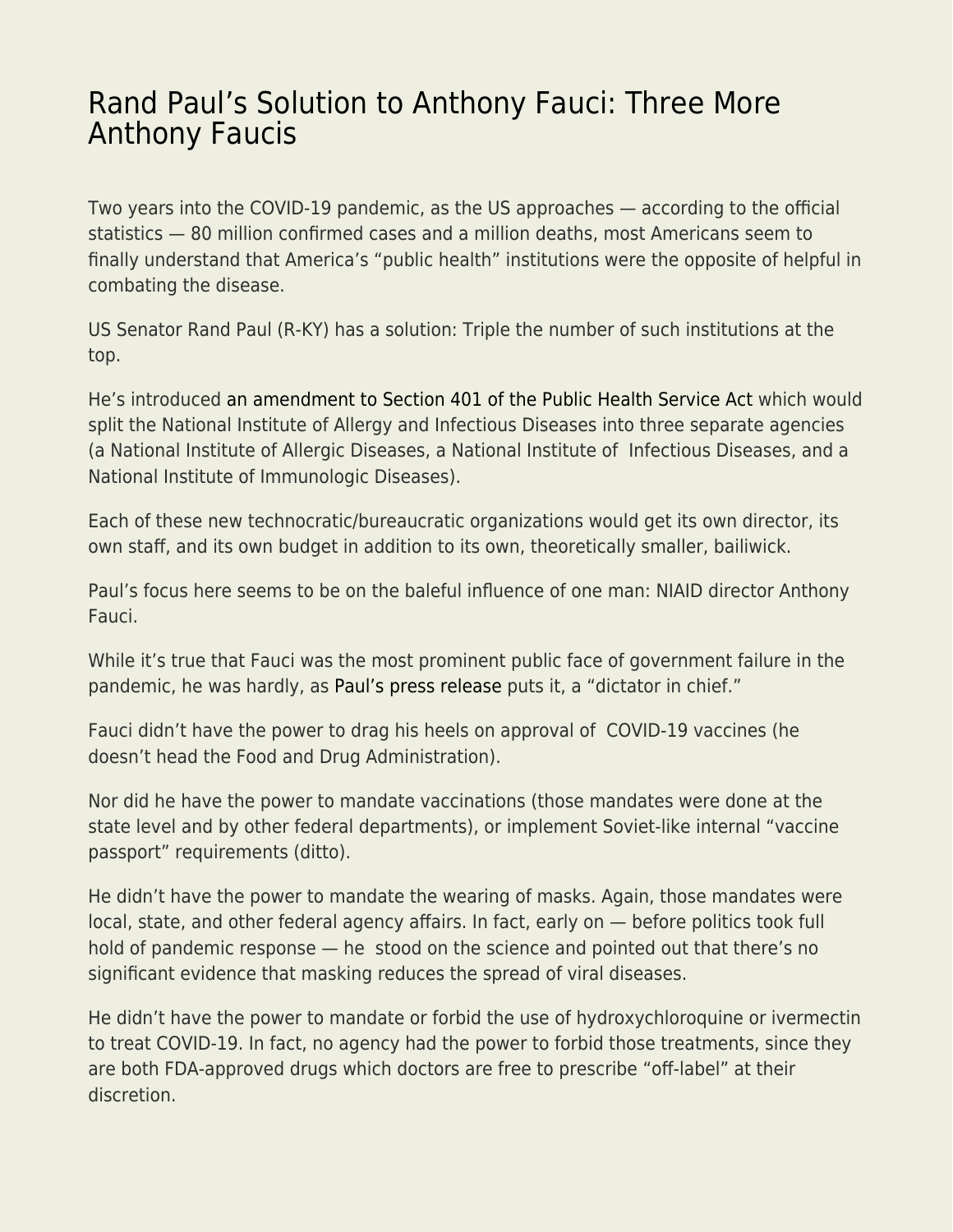# Rand Paul's Solution to Anthony Fauci: Three More Anthony Faucis

Two years into the COVID-19 pandemic, as the US approaches — according to the official statistics — 80 million confirmed cases and a million deaths, most Americans seem to finally understand that America's "public health" institutions were the opposite of helpful in combating the disease.

US Senator Rand Paul (R-KY) has a solution: Triple the number of such institutions at the top.

He's introduced an amendment to Section 401 of the Public Health Service Act which would split the National Institute of Allergy and Infectious Diseases into three separate agencies (a National Institute of Allergic Diseases, a National Institute of Infectious Diseases, and a National Institute of Immunologic Diseases).

Each of these new technocratic/bureaucratic organizations would get its own director, its own staff, and its own budget in addition to its own, theoretically smaller, bailiwick.

Paul's focus here seems to be on the baleful influence of one man: NIAID director Anthony Fauci.

While it's true that Fauci was the most prominent public face of government failure in the pandemic, he was hardly, as Paul's press release puts it, a "dictator in chief."

Fauci didn't have the power to drag his heels on approval of COVID-19 vaccines (he doesn't head the Food and Drug Administration).

Nor did he have the power to mandate vaccinations (those mandates were done at the state level and by other federal departments), or implement Soviet-like internal "vaccine passport" requirements (ditto).

He didn't have the power to mandate the wearing of masks. Again, those mandates were local, state, and other federal agency affairs. In fact, early on — before politics took full hold of pandemic response — he stood on the science and pointed out that there's no significant evidence that masking reduces the spread of viral diseases.

He didn't have the power to mandate or forbid the use of hydroxychloroquine or ivermectin to treat COVID-19. In fact, no agency had the power to forbid those treatments, since they are both FDA-approved drugs which doctors are free to prescribe "off-label" at their discretion.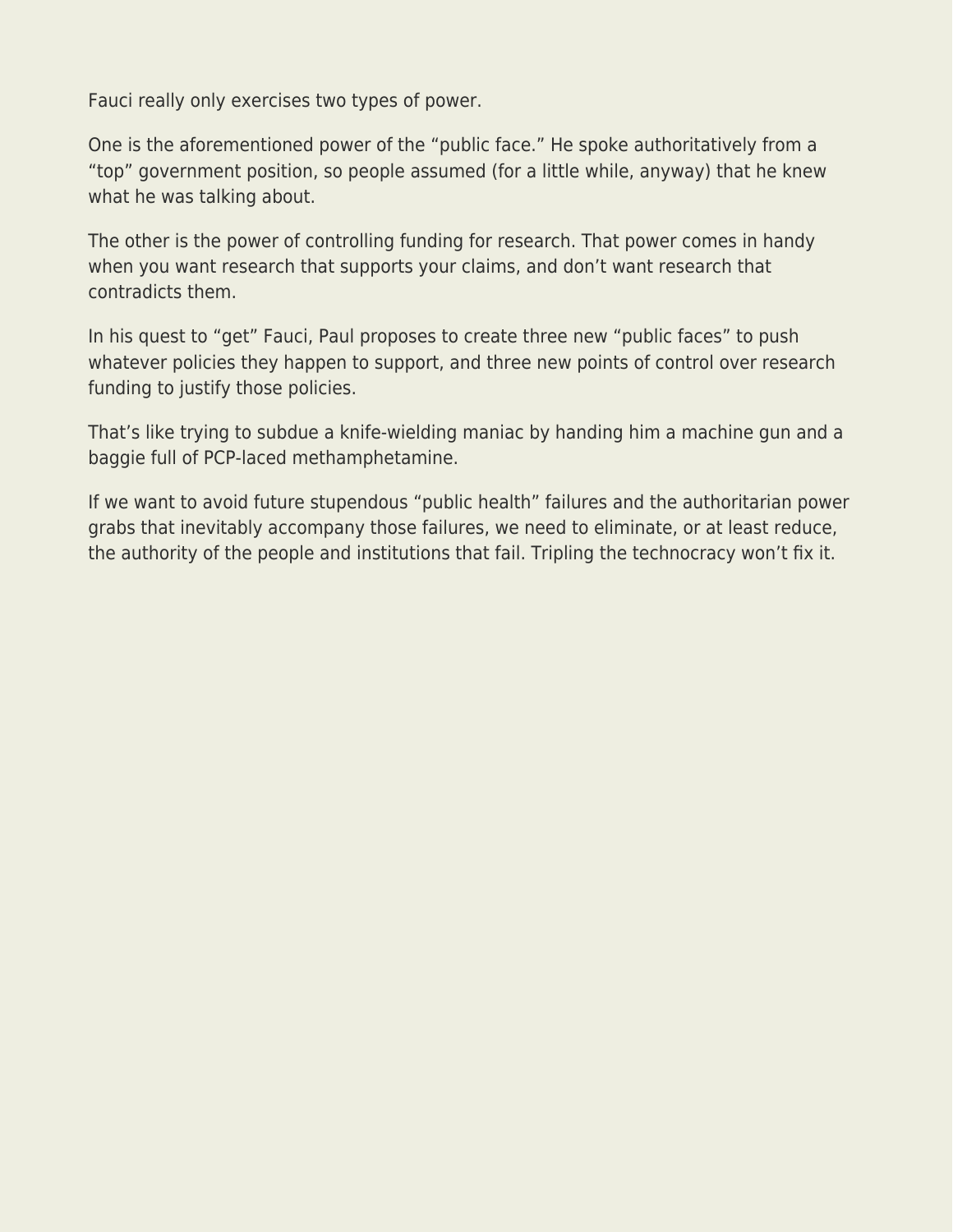Fauci really only exercises two types of power.

One is the aforementioned power of the "public face." He spoke authoritatively from a "top" government position, so people assumed (for a little while, anyway) that he knew what he was talking about.

The other is the power of controlling funding for research. That power comes in handy when you want research that supports your claims, and don't want research that contradicts them.

In his quest to "get" Fauci, Paul proposes to create three new "public faces" to push whatever policies they happen to support, and three new points of control over research funding to justify those policies.

That's like trying to subdue a knife-wielding maniac by handing him a machine gun and a baggie full of PCP-laced methamphetamine.

If we want to avoid future stupendous "public health" failures and the authoritarian power grabs that inevitably accompany those failures, we need to eliminate, or at least reduce, the authority of the people and institutions that fail. Tripling the technocracy won't fix it.